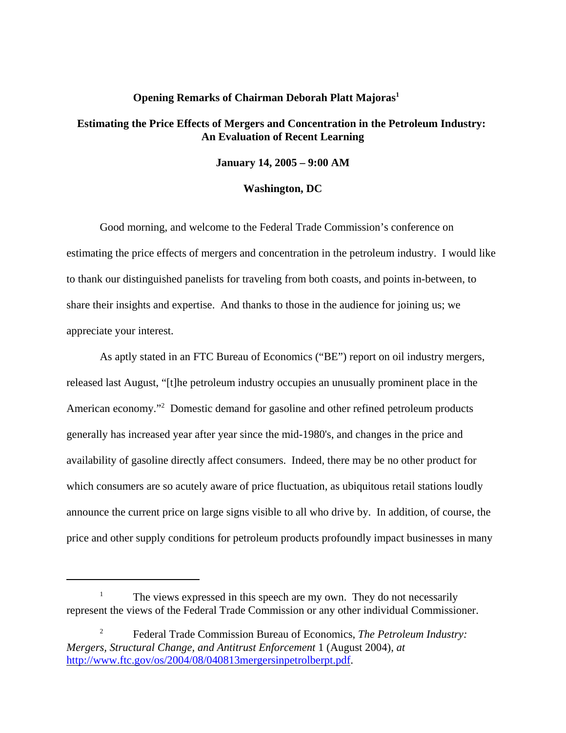**Opening Remarks of Chairman Deborah Platt Majoras[1]**

**Estimating the Price Effects of Mergers and Concentration in the Petroleum Industry: An Evaluation of Recent Learning**

**January 14, 2005 – 9:00 AM**

**Washington, DC**

Good morning, and welcome to the Federal Trade Commission's conference on estimating the price effects of mergers and concentration in the petroleum industry. I would like to thank our distinguished panelists for traveling from both coasts, and points in-between, to share their insights and expertise. And thanks to those in the audience for joining us; we appreciate your interest.

As aptly stated in an FTC Bureau of Economics ("BE") report on oil industry mergers, released last August, "[t]he petroleum industry occupies an unusually prominent place in the American economy."[2] Domestic demand for gasoline and other refined petroleum products generally has increased year after year since the mid-1980's, and changes in the price and availability of gasoline directly affect consumers. Indeed, there may be no other product for which consumers are so acutely aware of price fluctuation, as ubiquitous retail stations loudly announce the current price on large signs visible to all who drive by. In addition, of course, the price and other supply conditions for petroleum products profoundly impact businesses in many

---

[1] The views expressed in this speech are my own. They do not necessarily represent the views of the Federal Trade Commission or any other individual Commissioner.

[2] Federal Trade Commission Bureau of Economics, *The Petroleum Industry: Mergers, Structural Change, and Antitrust Enforcement* 1 (August 2004), *at* http://www.ftc.gov/os/2004/08/040813mergersinpetrolberpt.pdf.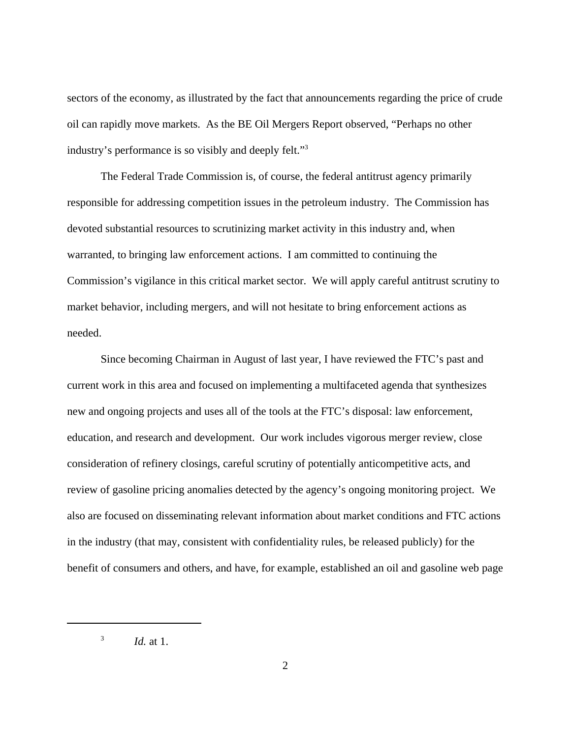sectors of the economy, as illustrated by the fact that announcements regarding the price of crude oil can rapidly move markets. As the BE Oil Mergers Report observed, "Perhaps no other industry's performance is so visibly and deeply felt."[3]

The Federal Trade Commission is, of course, the federal antitrust agency primarily responsible for addressing competition issues in the petroleum industry. The Commission has devoted substantial resources to scrutinizing market activity in this industry and, when warranted, to bringing law enforcement actions. I am committed to continuing the Commission's vigilance in this critical market sector. We will apply careful antitrust scrutiny to market behavior, including mergers, and will not hesitate to bring enforcement actions as needed.

Since becoming Chairman in August of last year, I have reviewed the FTC's past and current work in this area and focused on implementing a multifaceted agenda that synthesizes new and ongoing projects and uses all of the tools at the FTC's disposal: law enforcement, education, and research and development. Our work includes vigorous merger review, close consideration of refinery closings, careful scrutiny of potentially anticompetitive acts, and review of gasoline pricing anomalies detected by the agency's ongoing monitoring project. We also are focused on disseminating relevant information about market conditions and FTC actions in the industry (that may, consistent with confidentiality rules, be released publicly) for the benefit of consumers and others, and have, for example, established an oil and gasoline web page

---

[3] *Id.* at 1.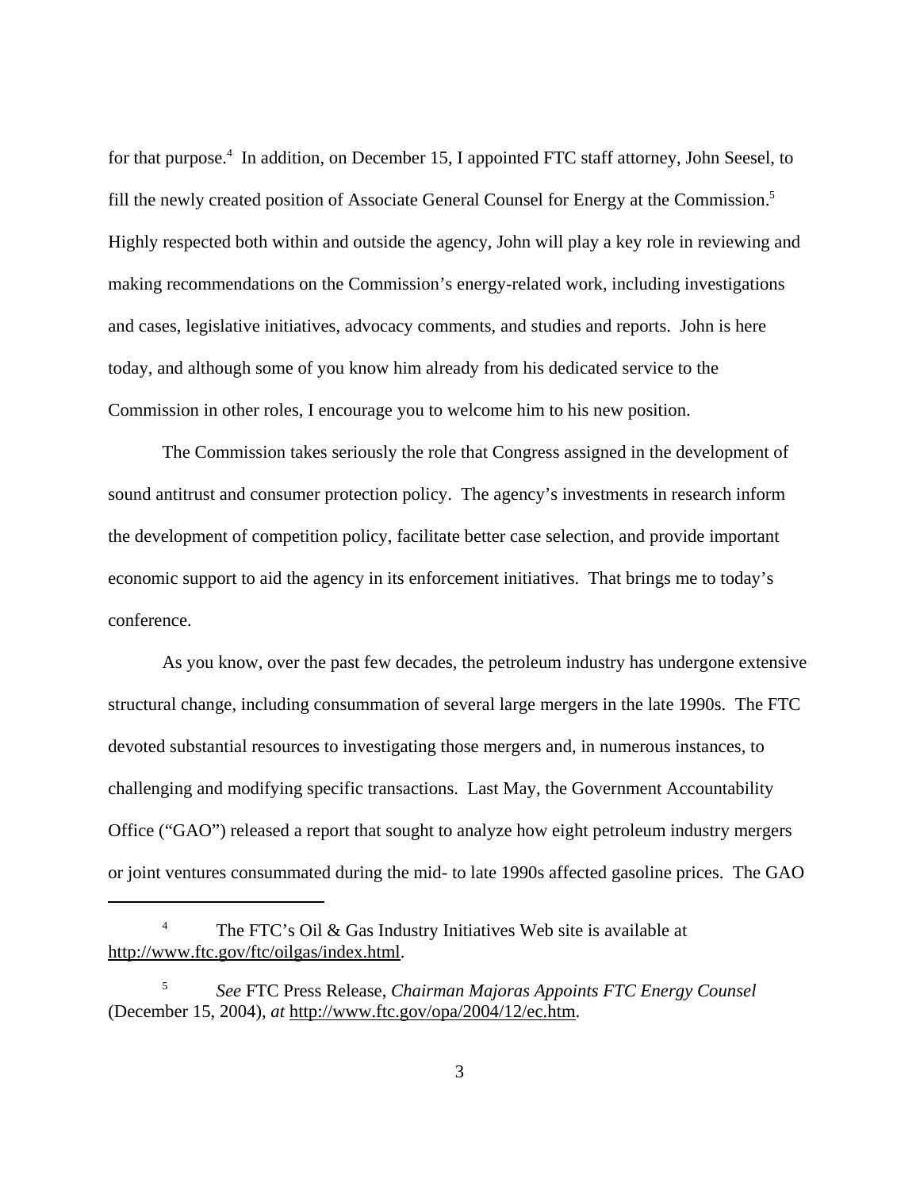for that purpose.[4] In addition, on December 15, I appointed FTC staff attorney, John Seesel, to fill the newly created position of Associate General Counsel for Energy at the Commission.[5] Highly respected both within and outside the agency, John will play a key role in reviewing and making recommendations on the Commission's energy-related work, including investigations and cases, legislative initiatives, advocacy comments, and studies and reports. John is here today, and although some of you know him already from his dedicated service to the Commission in other roles, I encourage you to welcome him to his new position.

The Commission takes seriously the role that Congress assigned in the development of sound antitrust and consumer protection policy. The agency's investments in research inform the development of competition policy, facilitate better case selection, and provide important economic support to aid the agency in its enforcement initiatives. That brings me to today's conference.

As you know, over the past few decades, the petroleum industry has undergone extensive structural change, including consummation of several large mergers in the late 1990s. The FTC devoted substantial resources to investigating those mergers and, in numerous instances, to challenging and modifying specific transactions. Last May, the Government Accountability Office ("GAO") released a report that sought to analyze how eight petroleum industry mergers or joint ventures consummated during the mid- to late 1990s affected gasoline prices. The GAO

---

[4] The FTC's Oil & Gas Industry Initiatives Web site is available at http://www.ftc.gov/ftc/oilgas/index.html.

[5] *See* FTC Press Release, *Chairman Majoras Appoints FTC Energy Counsel* (December 15, 2004), *at* http://www.ftc.gov/opa/2004/12/ec.htm.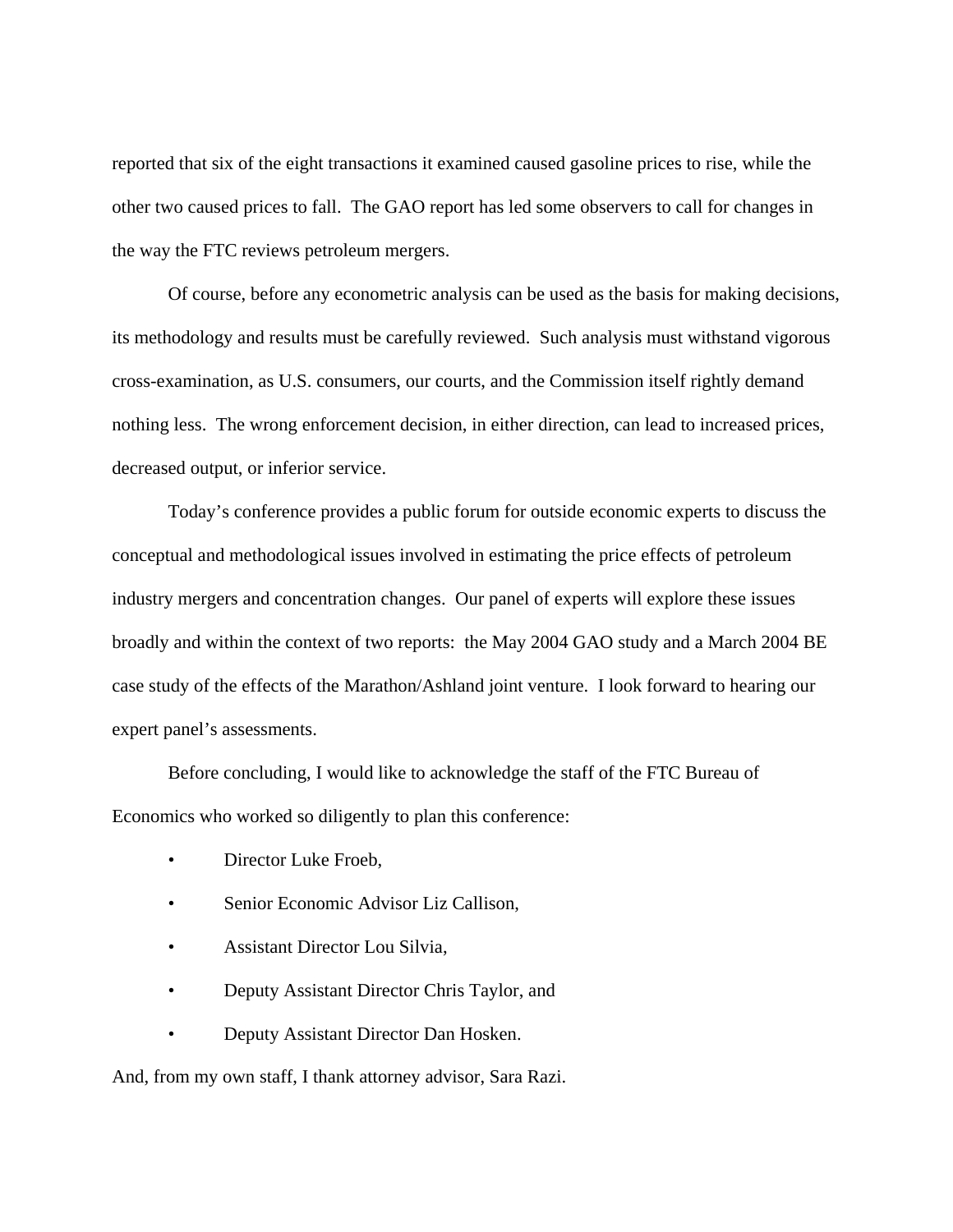reported that six of the eight transactions it examined caused gasoline prices to rise, while the other two caused prices to fall. The GAO report has led some observers to call for changes in the way the FTC reviews petroleum mergers.

Of course, before any econometric analysis can be used as the basis for making decisions, its methodology and results must be carefully reviewed. Such analysis must withstand vigorous cross-examination, as U.S. consumers, our courts, and the Commission itself rightly demand nothing less. The wrong enforcement decision, in either direction, can lead to increased prices, decreased output, or inferior service.

Today's conference provides a public forum for outside economic experts to discuss the conceptual and methodological issues involved in estimating the price effects of petroleum industry mergers and concentration changes. Our panel of experts will explore these issues broadly and within the context of two reports: the May 2004 GAO study and a March 2004 BE case study of the effects of the Marathon/Ashland joint venture. I look forward to hearing our expert panel's assessments.

Before concluding, I would like to acknowledge the staff of the FTC Bureau of Economics who worked so diligently to plan this conference:

- Director Luke Froeb,
- Senior Economic Advisor Liz Callison,
- Assistant Director Lou Silvia,
- Deputy Assistant Director Chris Taylor, and
- Deputy Assistant Director Dan Hosken.

And, from my own staff, I thank attorney advisor, Sara Razi.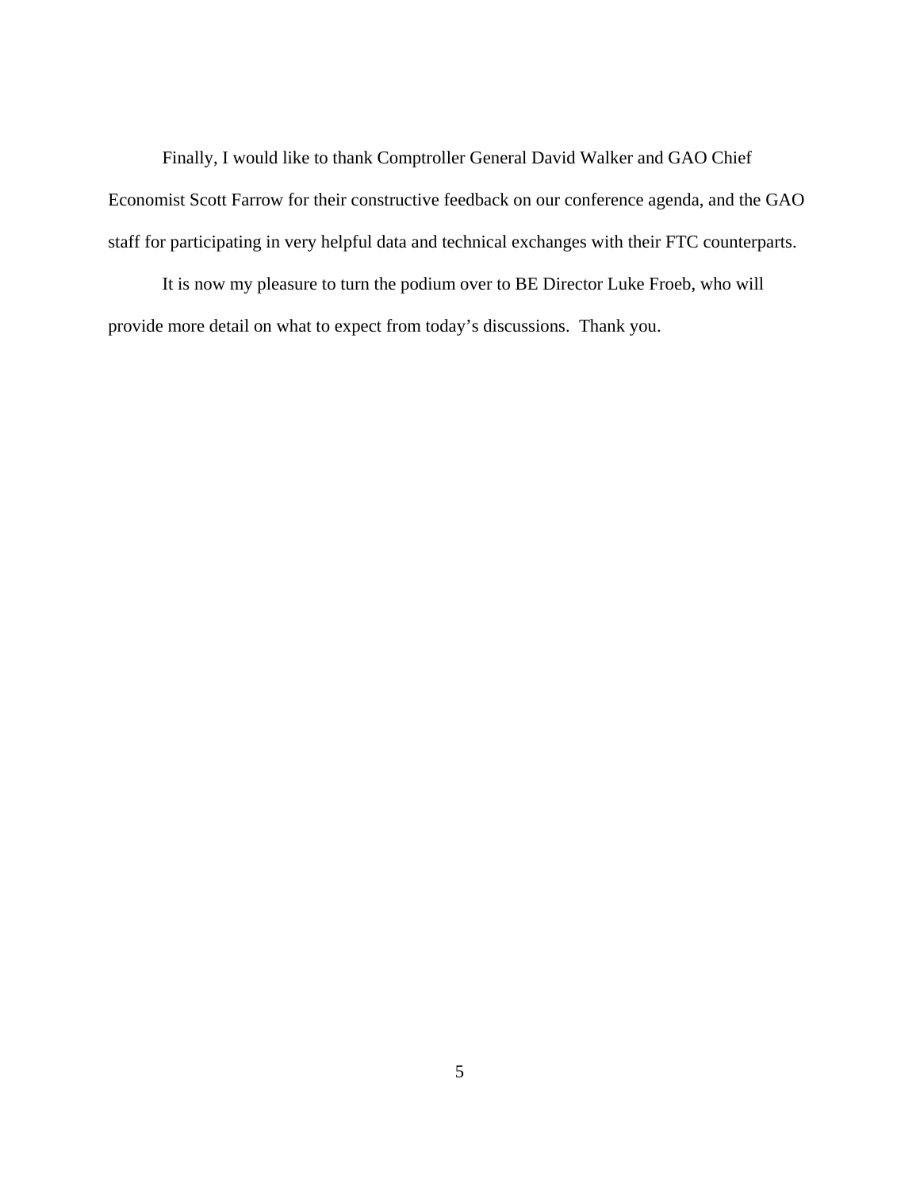Finally, I would like to thank Comptroller General David Walker and GAO Chief Economist Scott Farrow for their constructive feedback on our conference agenda, and the GAO staff for participating in very helpful data and technical exchanges with their FTC counterparts.

It is now my pleasure to turn the podium over to BE Director Luke Froeb, who will provide more detail on what to expect from today's discussions. Thank you.